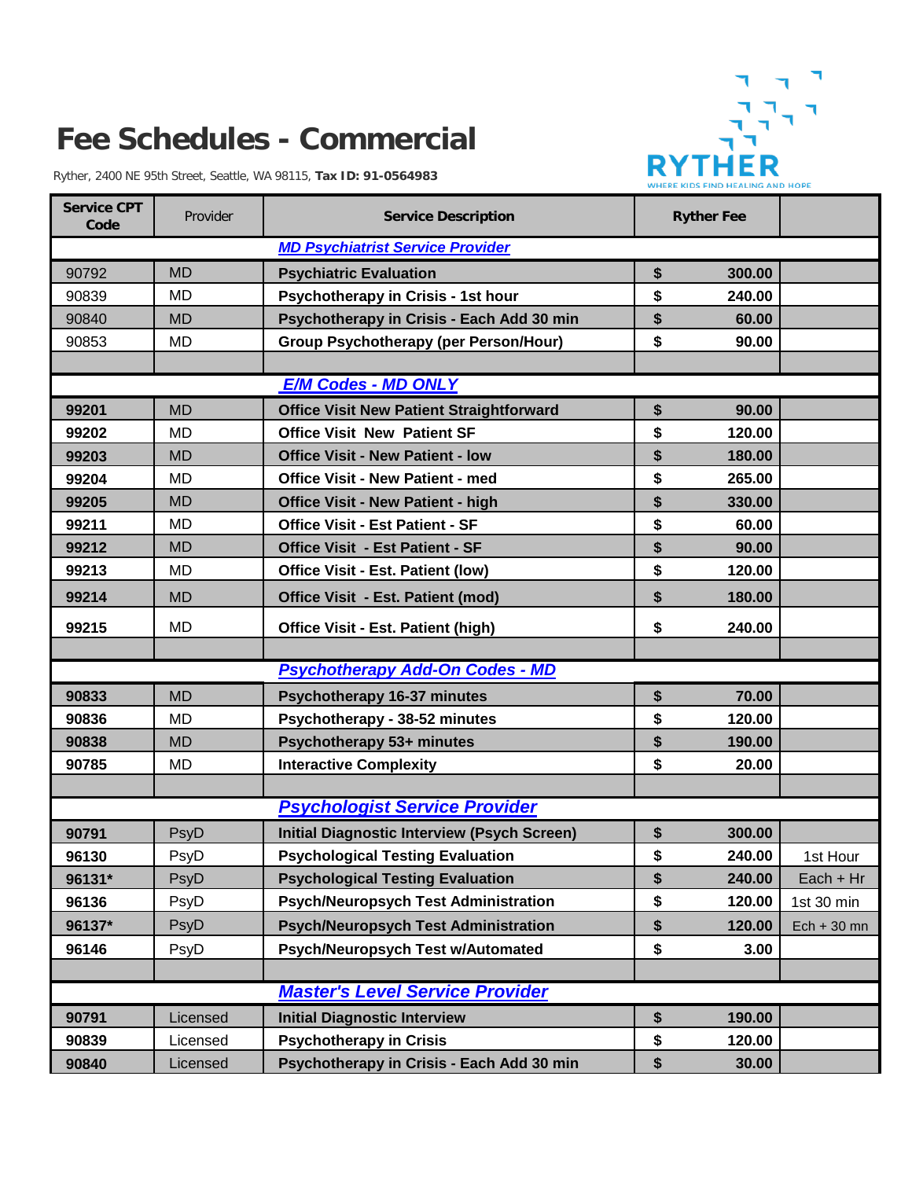# Fee Schedules - Commercial

Ryther, 2400 NE 95th Street, Seattle, WA 98115, **Tax ID: 91-0564983**

RYTHER
WHERE KIDS FIND HEALING AND HOPE

| Service CPT Code | Provider | Service Description | Ryther Fee | |
|---|---|---|---|---|
| | | ***MD Psychiatrist Service Provider*** | | |
| 90792 | MD | **Psychiatric Evaluation** | **$ 300.00** | |
| 90839 | MD | **Psychotherapy in Crisis - 1st hour** | **$ 240.00** | |
| 90840 | MD | **Psychotherapy in Crisis - Each Add 30 min** | **$ 60.00** | |
| 90853 | MD | **Group Psychotherapy (per Person/Hour)** | **$ 90.00** | |
| | | | | |
| | | ***E/M Codes - MD ONLY*** | | |
| **99201** | MD | **Office Visit New Patient Straightforward** | **$ 90.00** | |
| **99202** | MD | **Office Visit New Patient SF** | **$ 120.00** | |
| **99203** | MD | **Office Visit - New Patient - low** | **$ 180.00** | |
| **99204** | MD | **Office Visit - New Patient - med** | **$ 265.00** | |
| **99205** | MD | **Office Visit - New Patient - high** | **$ 330.00** | |
| **99211** | MD | **Office Visit - Est Patient - SF** | **$ 60.00** | |
| **99212** | MD | **Office Visit - Est Patient - SF** | **$ 90.00** | |
| **99213** | MD | **Office Visit - Est. Patient (low)** | **$ 120.00** | |
| **99214** | MD | **Office Visit - Est. Patient (mod)** | **$ 180.00** | |
| **99215** | MD | **Office Visit - Est. Patient (high)** | **$ 240.00** | |
| | | | | |
| | | ***Psychotherapy Add-On Codes - MD*** | | |
| **90833** | MD | **Psychotherapy 16-37 minutes** | **$ 70.00** | |
| **90836** | MD | **Psychotherapy - 38-52 minutes** | **$ 120.00** | |
| **90838** | MD | **Psychotherapy 53+ minutes** | **$ 190.00** | |
| **90785** | MD | **Interactive Complexity** | **$ 20.00** | |
| | | | | |
| | | ***Psychologist Service Provider*** | | |
| **90791** | PsyD | **Initial Diagnostic Interview (Psych Screen)** | **$ 300.00** | |
| **96130** | PsyD | **Psychological Testing Evaluation** | **$ 240.00** | 1st Hour |
| **96131*** | PsyD | **Psychological Testing Evaluation** | **$ 240.00** | Each + Hr |
| **96136** | PsyD | **Psych/Neuropsych Test Administration** | **$ 120.00** | 1st 30 min |
| **96137*** | PsyD | **Psych/Neuropsych Test Administration** | **$ 120.00** | Ech + 30 mn |
| **96146** | PsyD | **Psych/Neuropsych Test w/Automated** | **$ 3.00** | |
| | | | | |
| | | ***Master's Level Service Provider*** | | |
| **90791** | Licensed | **Initial Diagnostic Interview** | **$ 190.00** | |
| **90839** | Licensed | **Psychotherapy in Crisis** | **$ 120.00** | |
| **90840** | Licensed | **Psychotherapy in Crisis - Each Add 30 min** | **$ 30.00** | |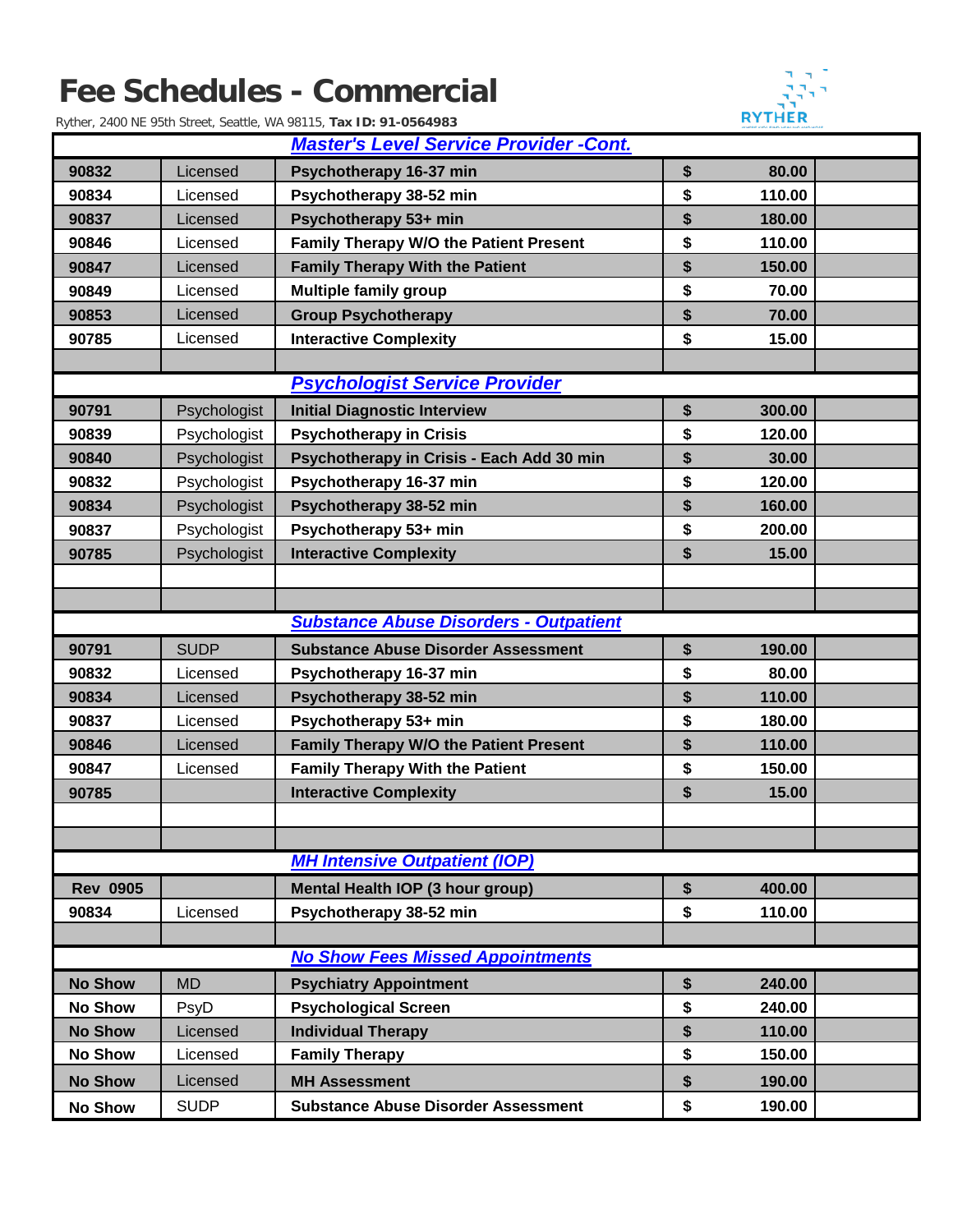# Fee Schedules - Commercial

Ryther, 2400 NE 95th Street, Seattle, WA 98115, **Tax ID: 91-0564983**

RYTHER

| | | | | | |
|---|---|---|---|---|---|
| | | ***Master's Level Service Provider -Cont.*** | | | |
| **90832** | Licensed | **Psychotherapy 16-37 min** | **$** | **80.00** | |
| **90834** | Licensed | **Psychotherapy 38-52 min** | **$** | **110.00** | |
| **90837** | Licensed | **Psychotherapy 53+ min** | **$** | **180.00** | |
| **90846** | Licensed | **Family Therapy W/O the Patient Present** | **$** | **110.00** | |
| **90847** | Licensed | **Family Therapy With the Patient** | **$** | **150.00** | |
| **90849** | Licensed | **Multiple family group** | **$** | **70.00** | |
| **90853** | Licensed | **Group Psychotherapy** | **$** | **70.00** | |
| **90785** | Licensed | **Interactive Complexity** | **$** | **15.00** | |
| | | | | | |
| | | ***Psychologist Service Provider*** | | | |
| **90791** | Psychologist | **Initial Diagnostic Interview** | **$** | **300.00** | |
| **90839** | Psychologist | **Psychotherapy in Crisis** | **$** | **120.00** | |
| **90840** | Psychologist | **Psychotherapy in Crisis - Each Add 30 min** | **$** | **30.00** | |
| **90832** | Psychologist | **Psychotherapy 16-37 min** | **$** | **120.00** | |
| **90834** | Psychologist | **Psychotherapy 38-52 min** | **$** | **160.00** | |
| **90837** | Psychologist | **Psychotherapy 53+ min** | **$** | **200.00** | |
| **90785** | Psychologist | **Interactive Complexity** | **$** | **15.00** | |
| | | | | | |
| | | | | | |
| | | ***Substance Abuse Disorders - Outpatient*** | | | |
| **90791** | SUDP | **Substance Abuse Disorder Assessment** | **$** | **190.00** | |
| **90832** | Licensed | **Psychotherapy 16-37 min** | **$** | **80.00** | |
| **90834** | Licensed | **Psychotherapy 38-52 min** | **$** | **110.00** | |
| **90837** | Licensed | **Psychotherapy 53+ min** | **$** | **180.00** | |
| **90846** | Licensed | **Family Therapy W/O the Patient Present** | **$** | **110.00** | |
| **90847** | Licensed | **Family Therapy With the Patient** | **$** | **150.00** | |
| **90785** | | **Interactive Complexity** | **$** | **15.00** | |
| | | | | | |
| | | | | | |
| | | ***MH Intensive Outpatient (IOP)*** | | | |
| **Rev 0905** | | **Mental Health IOP (3 hour group)** | **$** | **400.00** | |
| **90834** | Licensed | **Psychotherapy 38-52 min** | **$** | **110.00** | |
| | | | | | |
| | | ***No Show Fees Missed Appointments*** | | | |
| **No Show** | MD | **Psychiatry Appointment** | **$** | **240.00** | |
| **No Show** | PsyD | **Psychological Screen** | **$** | **240.00** | |
| **No Show** | Licensed | **Individual Therapy** | **$** | **110.00** | |
| **No Show** | Licensed | **Family Therapy** | **$** | **150.00** | |
| **No Show** | Licensed | **MH Assessment** | **$** | **190.00** | |
| **No Show** | SUDP | **Substance Abuse Disorder Assessment** | **$** | **190.00** | |